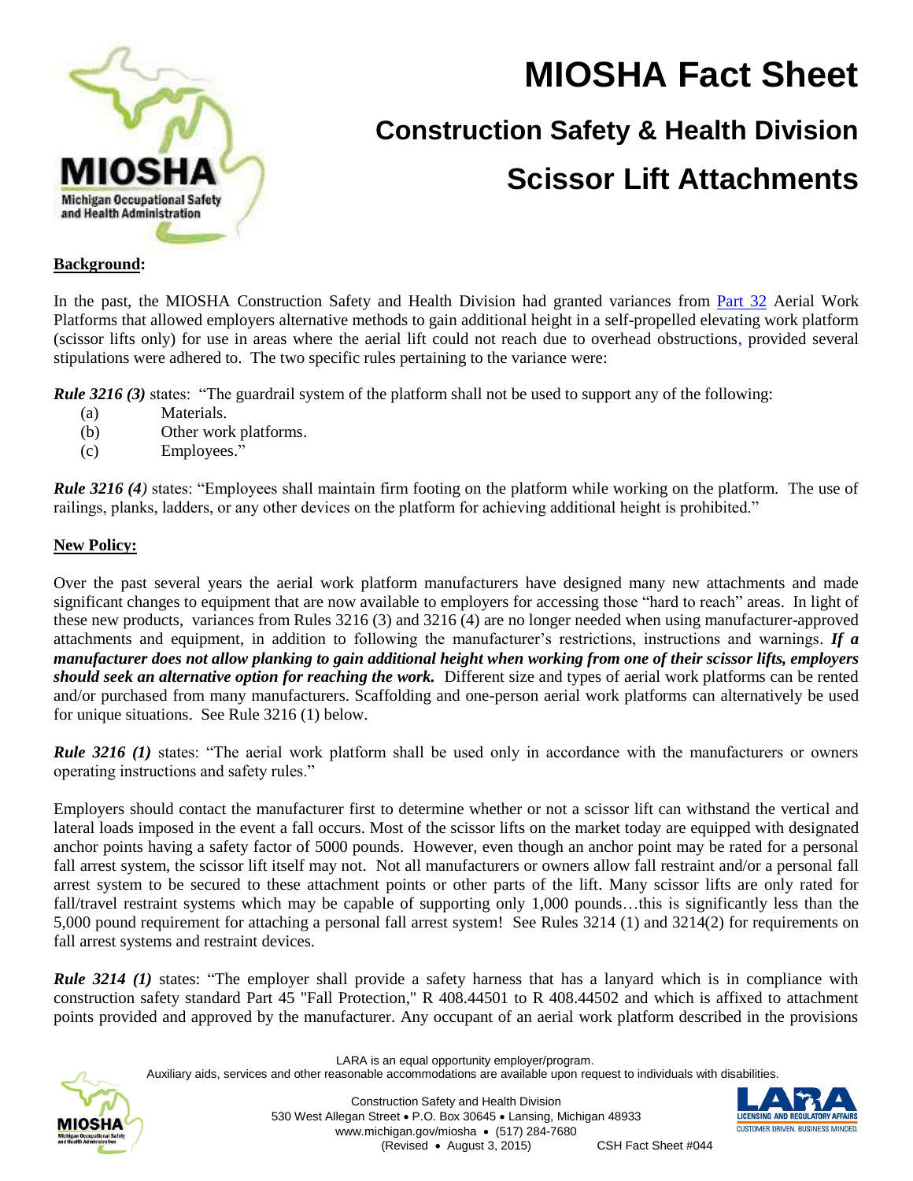# MIOSHA Fact Sheet

## Construction Safety & Health Division

## Scissor Lift Attachments

**Background:**

In the past, the MIOSHA Construction Safety and Health Division had granted variances from Part 32 Aerial Work Platforms that allowed employers alternative methods to gain additional height in a self-propelled elevating work platform (scissor lifts only) for use in areas where the aerial lift could not reach due to overhead obstructions, provided several stipulations were adhered to. The two specific rules pertaining to the variance were:

***Rule 3216 (3)*** states: "The guardrail system of the platform shall not be used to support any of the following:

- (a) Materials.
- (b) Other work platforms.
- (c) Employees."

***Rule 3216 (4)*** states: "Employees shall maintain firm footing on the platform while working on the platform. The use of railings, planks, ladders, or any other devices on the platform for achieving additional height is prohibited."

**New Policy:**

Over the past several years the aerial work platform manufacturers have designed many new attachments and made significant changes to equipment that are now available to employers for accessing those "hard to reach" areas. In light of these new products, variances from Rules 3216 (3) and 3216 (4) are no longer needed when using manufacturer-approved attachments and equipment, in addition to following the manufacturer's restrictions, instructions and warnings. ***If a manufacturer does not allow planking to gain additional height when working from one of their scissor lifts, employers should seek an alternative option for reaching the work.*** Different size and types of aerial work platforms can be rented and/or purchased from many manufacturers. Scaffolding and one-person aerial work platforms can alternatively be used for unique situations. See Rule 3216 (1) below.

***Rule 3216 (1)*** states: "The aerial work platform shall be used only in accordance with the manufacturers or owners operating instructions and safety rules."

Employers should contact the manufacturer first to determine whether or not a scissor lift can withstand the vertical and lateral loads imposed in the event a fall occurs. Most of the scissor lifts on the market today are equipped with designated anchor points having a safety factor of 5000 pounds. However, even though an anchor point may be rated for a personal fall arrest system, the scissor lift itself may not. Not all manufacturers or owners allow fall restraint and/or a personal fall arrest system to be secured to these attachment points or other parts of the lift. Many scissor lifts are only rated for fall/travel restraint systems which may be capable of supporting only 1,000 pounds…this is significantly less than the 5,000 pound requirement for attaching a personal fall arrest system! See Rules 3214 (1) and 3214(2) for requirements on fall arrest systems and restraint devices.

***Rule 3214 (1)*** states: "The employer shall provide a safety harness that has a lanyard which is in compliance with construction safety standard Part 45 "Fall Protection," R 408.44501 to R 408.44502 and which is affixed to attachment points provided and approved by the manufacturer. Any occupant of an aerial work platform described in the provisions

LARA is an equal opportunity employer/program.
Auxiliary aids, services and other reasonable accommodations are available upon request to individuals with disabilities.

Construction Safety and Health Division
530 West Allegan Street • P.O. Box 30645 • Lansing, Michigan 48933
www.michigan.gov/miosha • (517) 284-7680
(Revised • August 3, 2015) CSH Fact Sheet #044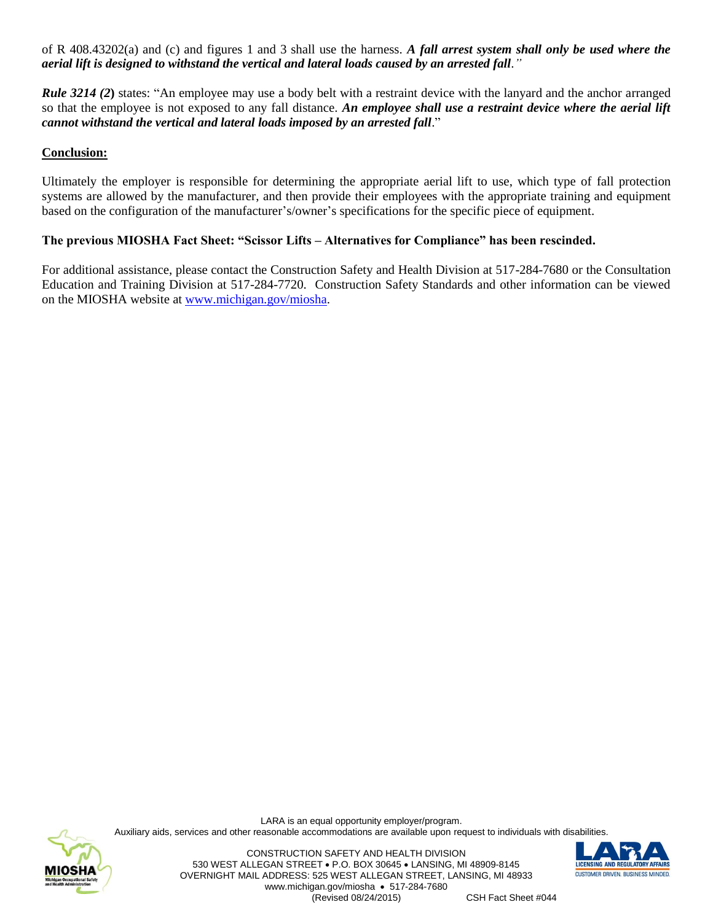of R 408.43202(a) and (c) and figures 1 and 3 shall use the harness. ***A fall arrest system shall only be used where the aerial lift is designed to withstand the vertical and lateral loads caused by an arrested fall**."*

***Rule 3214 (2*)** states: "An employee may use a body belt with a restraint device with the lanyard and the anchor arranged so that the employee is not exposed to any fall distance. ***An employee shall use a restraint device where the aerial lift cannot withstand the vertical and lateral loads imposed by an arrested fall***."

**Conclusion:**

Ultimately the employer is responsible for determining the appropriate aerial lift to use, which type of fall protection systems are allowed by the manufacturer, and then provide their employees with the appropriate training and equipment based on the configuration of the manufacturer's/owner's specifications for the specific piece of equipment.

**The previous MIOSHA Fact Sheet: "Scissor Lifts – Alternatives for Compliance" has been rescinded.**

For additional assistance, please contact the Construction Safety and Health Division at 517-284-7680 or the Consultation Education and Training Division at 517-284-7720. Construction Safety Standards and other information can be viewed on the MIOSHA website at www.michigan.gov/miosha.

LARA is an equal opportunity employer/program.
Auxiliary aids, services and other reasonable accommodations are available upon request to individuals with disabilities.

CONSTRUCTION SAFETY AND HEALTH DIVISION
530 WEST ALLEGAN STREET • P.O. BOX 30645 • LANSING, MI 48909-8145
OVERNIGHT MAIL ADDRESS: 525 WEST ALLEGAN STREET, LANSING, MI 48933
www.michigan.gov/miosha • 517-284-7680
(Revised 08/24/2015) CSH Fact Sheet #044